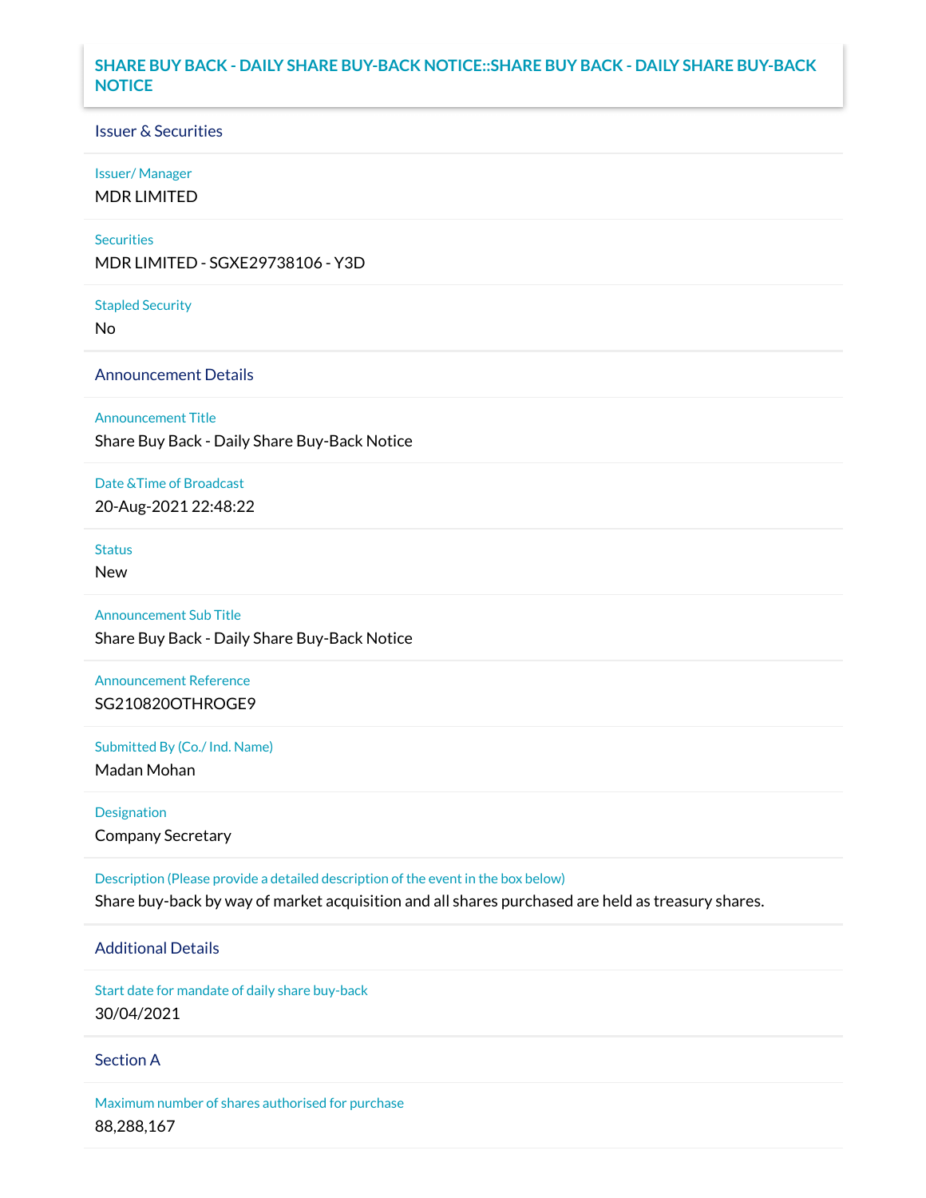# SHARE BUY BACK - DAILY SHARE BUY-BACK NOTICE::SHARE BUY BACK - DAILY SHARE BUY-BACK NOTICE

## Issuer & Securities

**Issuer/ Manager**

MDR LIMITED

**Securities**

MDR LIMITED - SGXE29738106 - Y3D

**Stapled Security**

No

## Announcement Details

**Announcement Title**

Share Buy Back - Daily Share Buy-Back Notice

**Date &Time of Broadcast**

20-Aug-2021 22:48:22

**Status**

New

**Announcement Sub Title**

Share Buy Back - Daily Share Buy-Back Notice

**Announcement Reference**

SG210820OTHROGE9

**Submitted By (Co./ Ind. Name)**

Madan Mohan

**Designation**

Company Secretary

**Description (Please provide a detailed description of the event in the box below)**

Share buy-back by way of market acquisition and all shares purchased are held as treasury shares.

## Additional Details

**Start date for mandate of daily share buy-back**

30/04/2021

## Section A

**Maximum number of shares authorised for purchase**

88,288,167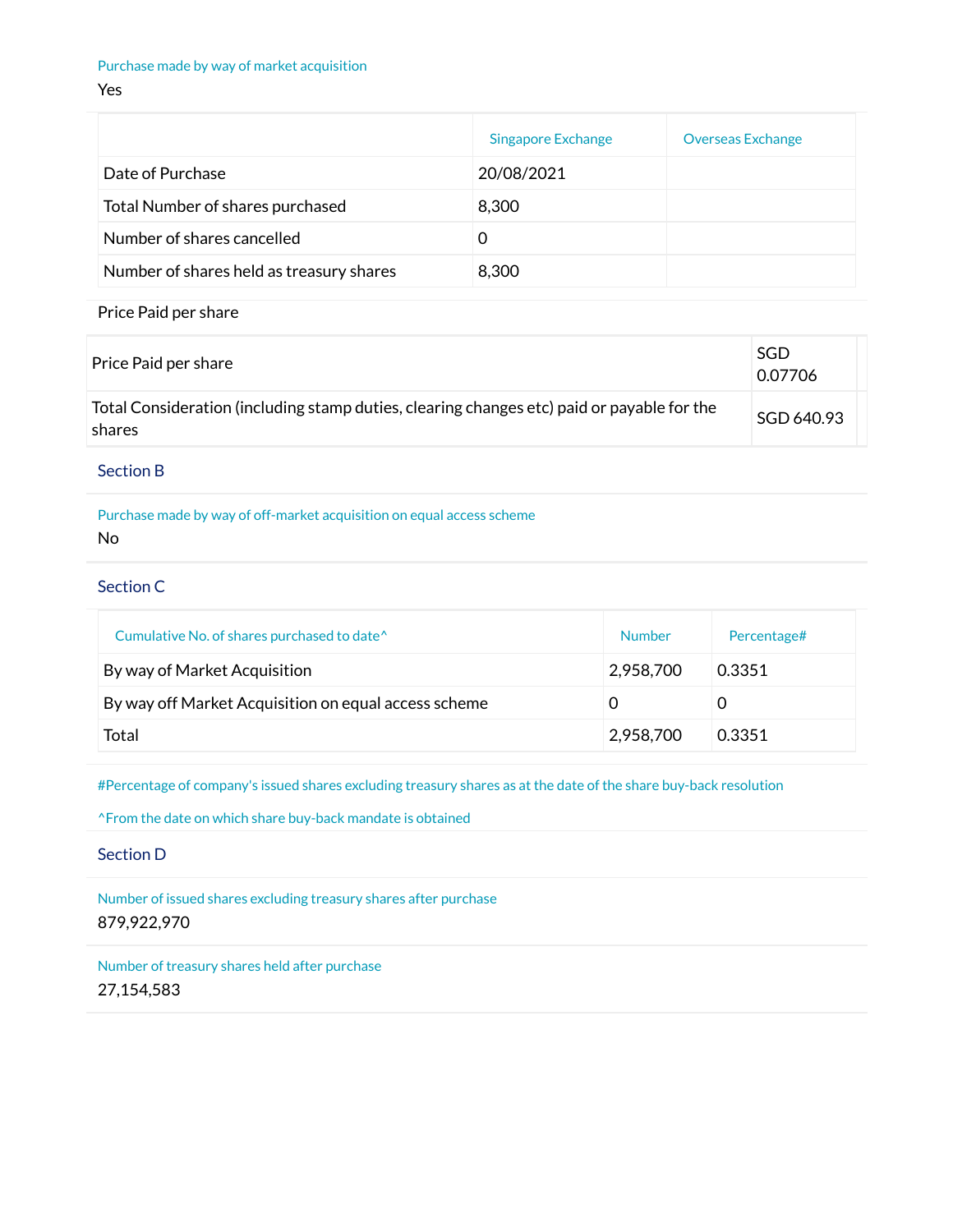Purchase made by way of market acquisition

Yes

| | Singapore Exchange | Overseas Exchange |
|---|---|---|
| Date of Purchase | 20/08/2021 | |
| Total Number of shares purchased | 8,300 | |
| Number of shares cancelled | 0 | |
| Number of shares held as treasury shares | 8,300 | |

Price Paid per share

| | |
|---|---|
| Price Paid per share | SGD 0.07706 |
| Total Consideration (including stamp duties, clearing changes etc) paid or payable for the shares | SGD 640.93 |

## Section B

Purchase made by way of off-market acquisition on equal access scheme

No

## Section C

| Cumulative No. of shares purchased to date^ | Number | Percentage# |
|---|---|---|
| By way of Market Acquisition | 2,958,700 | 0.3351 |
| By way off Market Acquisition on equal access scheme | 0 | 0 |
| Total | 2,958,700 | 0.3351 |

#Percentage of company's issued shares excluding treasury shares as at the date of the share buy-back resolution

^From the date on which share buy-back mandate is obtained

## Section D

Number of issued shares excluding treasury shares after purchase

879,922,970

Number of treasury shares held after purchase

27,154,583